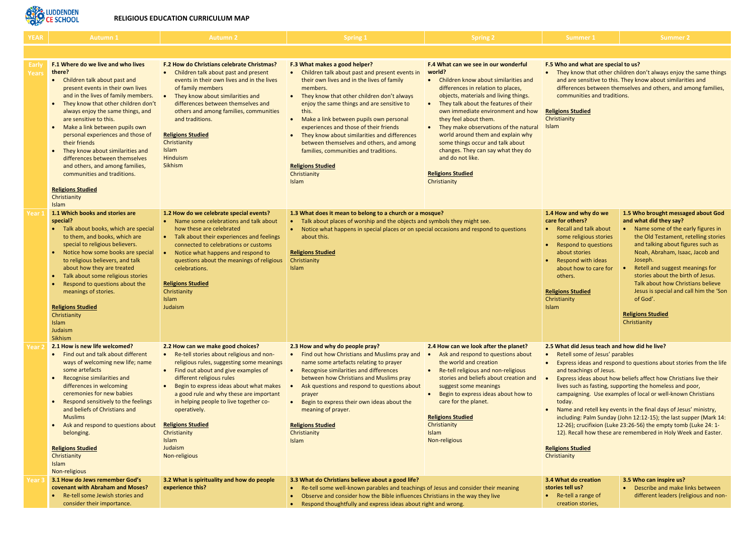**LUDDENDEN CE SCHOOL**

# RELIGIOUS EDUCATION CURRICULUM MAP

| YEAR | Autumn 1 | Autumn 2 | Spring 1 | Spring 2 | Summer 1 | Summer 2 |
|---|---|---|---|---|---|---|
| Early Years | **F.1 Where do we live and who lives there?**<br>• Children talk about past and present events in their own lives and in the lives of family members.<br>• They know that other children don't always enjoy the same things, and are sensitive to this.<br>• Make a link between pupils own personal experiences and those of their friends<br>• They know about similarities and differences between themselves and others, and among families, communities and traditions.<br><br>**Religions Studied**<br>Christianity<br>Islam | **F.2 How do Christians celebrate Christmas?**<br>• Children talk about past and present events in their own lives and in the lives of family members<br>• They know about similarities and differences between themselves and others and among families, communities and traditions.<br><br>**Religions Studied**<br>Christianity<br>Islam<br>Hinduism<br>Sikhism | **F.3 What makes a good helper?**<br>• Children talk about past and present events in their own lives and in the lives of family members.<br>• They know that other children don't always enjoy the same things and are sensitive to this.<br>• Make a link between pupils own personal experiences and those of their friends<br>• They know about similarities and differences between themselves and others, and among families, communities and traditions.<br><br>**Religions Studied**<br>Christianity<br>Islam | **F.4 What can we see in our wonderful world?**<br>• Children know about similarities and differences in relation to places, objects, materials and living things.<br>• They talk about the features of their own immediate environment and how they feel about them.<br>• They make observations of the natural world around them and explain why some things occur and talk about changes. They can say what they do and do not like.<br><br>**Religions Studied**<br>Christianity | **F.5 Who and what are special to us?**<br>• They know that other children don't always enjoy the same things and are sensitive to this. They know about similarities and differences between themselves and others, and among families, communities and traditions.<br><br>**Religions Studied**<br>Christianity<br>Islam | |
| Year 1 | **1.1 Which books and stories are special?**<br>• Talk about books, which are special to them, and books, which are special to religious believers.<br>• Notice how some books are special to religious believers, and talk about how they are treated<br>• Talk about some religious stories<br>• Respond to questions about the meanings of stories.<br><br>**Religions Studied**<br>Christianity<br>Islam<br>Judaism<br>Sikhism | **1.2 How do we celebrate special events?**<br>• Name some celebrations and talk about how these are celebrated<br>• Talk about their experiences and feelings connected to celebrations or customs<br>• Notice what happens and respond to questions about the meanings of religious celebrations.<br><br>**Religions Studied**<br>Christianity<br>Islam<br>Judaism | **1.3 What does it mean to belong to a church or a mosque?**<br>• Talk about places of worship and the objects and symbols they might see.<br>• Notice what happens in special places or on special occasions and respond to questions about this.<br><br>**Religions Studied**<br>Christianity<br>Islam | | **1.4 How and why do we care for others?**<br>• Recall and talk about some religious stories<br>• Respond to questions about stories<br>• Respond with ideas about how to care for others.<br><br>**Religions Studied**<br>Christianity<br>Islam | **1.5 Who brought messaged about God and what did they say?**<br>• Name some of the early figures in the Old Testament, retelling stories and talking about figures such as Noah, Abraham, Isaac, Jacob and Joseph.<br>• Retell and suggest meanings for stories about the birth of Jesus. Talk about how Christians believe Jesus is special and call him the 'Son of God'.<br><br>**Religions Studied**<br>Christianity |
| Year 2 | **2.1 How is new life welcomed?**<br>• Find out and talk about different ways of welcoming new life; name some artefacts<br>• Recognise similarities and differences in welcoming ceremonies for new babies<br>• Respond sensitively to the feelings and beliefs of Christians and Muslims<br>• Ask and respond to questions about belonging.<br><br>**Religions Studied**<br>Christianity<br>Islam<br>Non-religious | **2.2 How can we make good choices?**<br>• Re-tell stories about religious and non-religious rules, suggesting some meanings<br>• Find out about and give examples of different religious rules<br>• Begin to express ideas about what makes a good rule and why these are important in helping people to live together co-operatively.<br><br>**Religions Studied**<br>Christianity<br>Islam<br>Judaism<br>Non-religious | **2.3 How and why do people pray?**<br>• Find out how Christians and Muslims pray and name some artefacts relating to prayer<br>• Recognise similarities and differences between how Christians and Muslims pray<br>• Ask questions and respond to questions about prayer<br>• Begin to express their own ideas about the meaning of prayer.<br><br>**Religions Studied**<br>Christianity<br>Islam | **2.4 How can we look after the planet?**<br>• Ask and respond to questions about the world and creation<br>• Re-tell religious and non-religious stories and beliefs about creation and suggest some meanings<br>• Begin to express ideas about how to care for the planet.<br><br>**Religions Studied**<br>Christianity<br>Islam<br>Non-religious | **2.5 What did Jesus teach and how did he live?**<br>• Retell some of Jesus' parables<br>• Express ideas and respond to questions about stories from the life and teachings of Jesus.<br>• Express ideas about how beliefs affect how Christians live their lives such as fasting, supporting the homeless and poor, campaigning. Use examples of local or well-known Christians today.<br>• Name and retell key events in the final days of Jesus' ministry, including: Palm Sunday (John 12:12-15); the last supper (Mark 14: 12-26); crucifixion (Luke 23:26-56) the empty tomb (Luke 24: 1-12). Recall how these are remembered in Holy Week and Easter.<br><br>**Religions Studied**<br>Christianity | |
| Year 3 | **3.1 How do Jews remember God's covenant with Abraham and Moses?**<br>• Re-tell some Jewish stories and consider their importance. | **3.2 What is spirituality and how do people experience this?** | **3.3 What do Christians believe about a good life?**<br>• Re-tell some well-known parables and teachings of Jesus and consider their meaning<br>• Observe and consider how the Bible influences Christians in the way they live<br>• Respond thoughtfully and express ideas about right and wrong. | | **3.4 What do creation stories tell us?**<br>• Re-tell a range of creation stories, | **3.5 Who can inspire us?**<br>• Describe and make links between different leaders (religious and non- |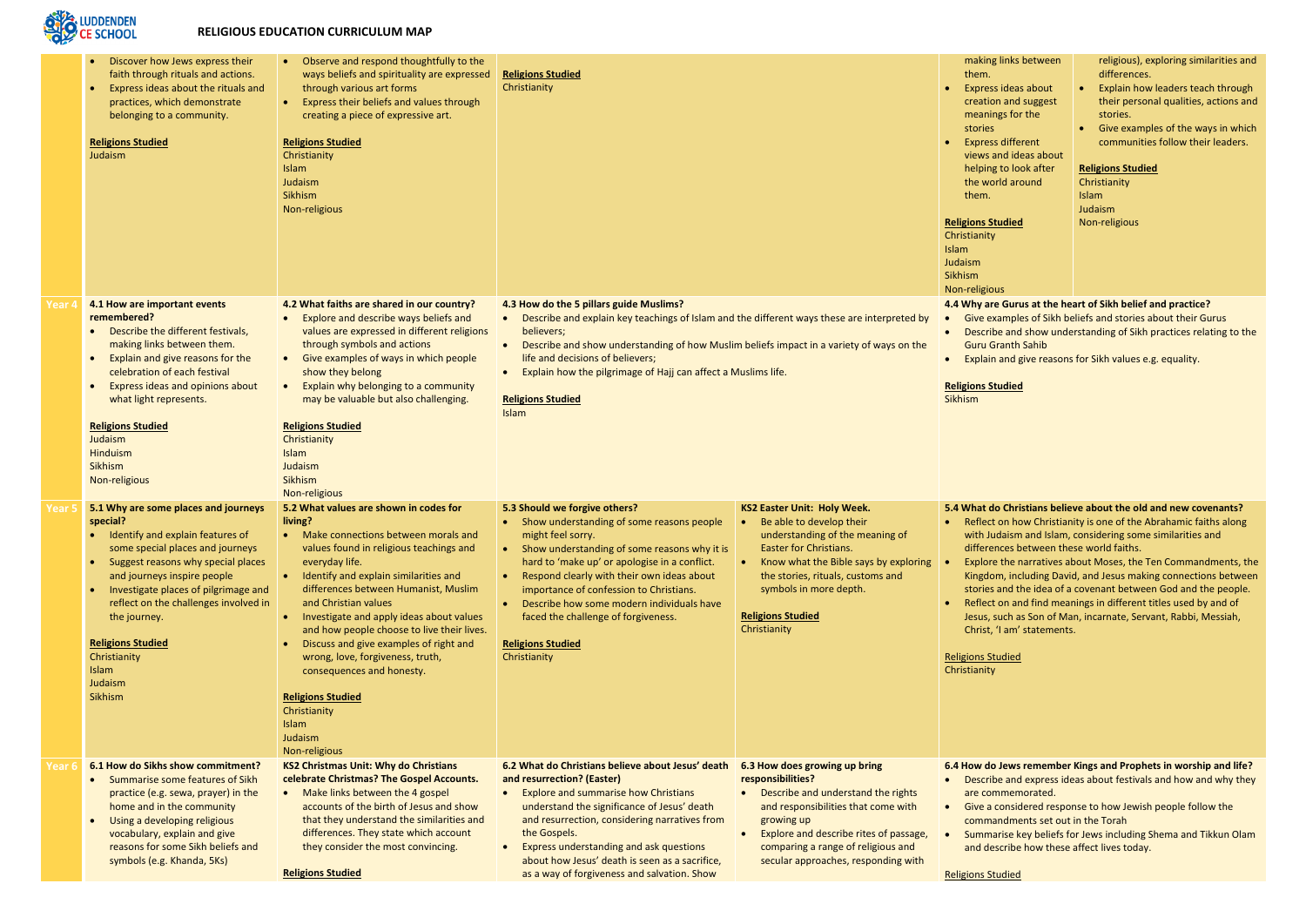# RELIGIOUS EDUCATION CURRICULUM MAP

| | | | | | |
|---|---|---|---|---|---|
| | • Discover how Jews express their faith through rituals and actions.<br>• Express ideas about the rituals and practices, which demonstrate belonging to a community.<br><br>**Religions Studied**<br>Judaism | • Observe and respond thoughtfully to the ways beliefs and spirituality are expressed through various art forms<br>• Express their beliefs and values through creating a piece of expressive art.<br><br>**Religions Studied**<br>Christianity<br>Islam<br>Judaism<br>Sikhism<br>Non-religious | **Religions Studied**<br>Christianity | | making links between them.<br>• Express ideas about creation and suggest meanings for the stories<br>• Express different views and ideas about helping to look after the world around them.<br><br>**Religions Studied**<br>Christianity<br>Islam<br>Judaism<br>Sikhism<br>Non-religious<br><br>religious), exploring similarities and differences.<br>• Explain how leaders teach through their personal qualities, actions and stories.<br>• Give examples of the ways in which communities follow their leaders.<br><br>**Religions Studied**<br>Christianity<br>Islam<br>Judaism<br>Non-religious |
| **Year 4** | **4.1 How are important events remembered?**<br>• Describe the different festivals, making links between them.<br>• Explain and give reasons for the celebration of each festival<br>• Express ideas and opinions about what light represents.<br><br>**Religions Studied**<br>Judaism<br>Hinduism<br>Sikhism<br>Non-religious | **4.2 What faiths are shared in our country?**<br>• Explore and describe ways beliefs and values are expressed in different religions through symbols and actions<br>• Give examples of ways in which people show they belong<br>• Explain why belonging to a community may be valuable but also challenging.<br><br>**Religions Studied**<br>Christianity<br>Islam<br>Judaism<br>Sikhism<br>Non-religious | **4.3 How do the 5 pillars guide Muslims?**<br>• Describe and explain key teachings of Islam and the different ways these are interpreted by believers;<br>• Describe and show understanding of how Muslim beliefs impact in a variety of ways on the life and decisions of believers;<br>• Explain how the pilgrimage of Hajj can affect a Muslims life.<br><br>**Religions Studied**<br>Islam | | **4.4 Why are Gurus at the heart of Sikh belief and practice?**<br>• Give examples of Sikh beliefs and stories about their Gurus<br>• Describe and show understanding of Sikh practices relating to the Guru Granth Sahib<br>• Explain and give reasons for Sikh values e.g. equality.<br><br>**Religions Studied**<br>Sikhism |
| **Year 5** | **5.1 Why are some places and journeys special?**<br>• Identify and explain features of some special places and journeys<br>• Suggest reasons why special places and journeys inspire people<br>• Investigate places of pilgrimage and reflect on the challenges involved in the journey.<br><br>**Religions Studied**<br>Christianity<br>Islam<br>Judaism<br>Sikhism | **5.2 What values are shown in codes for living?**<br>• Make connections between morals and values found in religious teachings and everyday life.<br>• Identify and explain similarities and differences between Humanist, Muslim and Christian values<br>• Investigate and apply ideas about values and how people choose to live their lives.<br>• Discuss and give examples of right and wrong, love, forgiveness, truth, consequences and honesty.<br><br>**Religions Studied**<br>Christianity<br>Islam<br>Judaism<br>Non-religious | **5.3 Should we forgive others?**<br>• Show understanding of some reasons people might feel sorry.<br>• Show understanding of some reasons why it is hard to 'make up' or apologise in a conflict.<br>• Respond clearly with their own ideas about importance of confession to Christians.<br>• Describe how some modern individuals have faced the challenge of forgiveness.<br><br>**Religions Studied**<br>Christianity | **KS2 Easter Unit: Holy Week.**<br>• Be able to develop their understanding of the meaning of Easter for Christians.<br>• Know what the Bible says by exploring the stories, rituals, customs and symbols in more depth.<br><br>**Religions Studied**<br>Christianity | **5.4 What do Christians believe about the old and new covenants?**<br>• Reflect on how Christianity is one of the Abrahamic faiths along with Judaism and Islam, considering some similarities and differences between these world faiths.<br>• Explore the narratives about Moses, the Ten Commandments, the Kingdom, including David, and Jesus making connections between stories and the idea of a covenant between God and the people.<br>• Reflect on and find meanings in different titles used by and of Jesus, such as Son of Man, incarnate, Servant, Rabbi, Messiah, Christ, 'I am' statements.<br><br>Religions Studied<br>Christianity |
| **Year 6** | **6.1 How do Sikhs show commitment?**<br>• Summarise some features of Sikh practice (e.g. sewa, prayer) in the home and in the community<br>• Using a developing religious vocabulary, explain and give reasons for some Sikh beliefs and symbols (e.g. Khanda, 5Ks) | **KS2 Christmas Unit: Why do Christians celebrate Christmas? The Gospel Accounts.**<br>• Make links between the 4 gospel accounts of the birth of Jesus and show that they understand the similarities and differences. They state which account they consider the most convincing.<br><br>**Religions Studied** | **6.2 What do Christians believe about Jesus' death and resurrection? (Easter)**<br>• Explore and summarise how Christians understand the significance of Jesus' death and resurrection, considering narratives from the Gospels.<br>• Express understanding and ask questions about how Jesus' death is seen as a sacrifice, as a way of forgiveness and salvation. Show | **6.3 How does growing up bring responsibilities?**<br>• Describe and understand the rights and responsibilities that come with growing up<br>• Explore and describe rites of passage, comparing a range of religious and secular approaches, responding with | **6.4 How do Jews remember Kings and Prophets in worship and life?**<br>• Describe and express ideas about festivals and how and why they are commemorated.<br>• Give a considered response to how Jewish people follow the commandments set out in the Torah<br>• Summarise key beliefs for Jews including Shema and Tikkun Olam and describe how these affect lives today.<br><br>Religions Studied |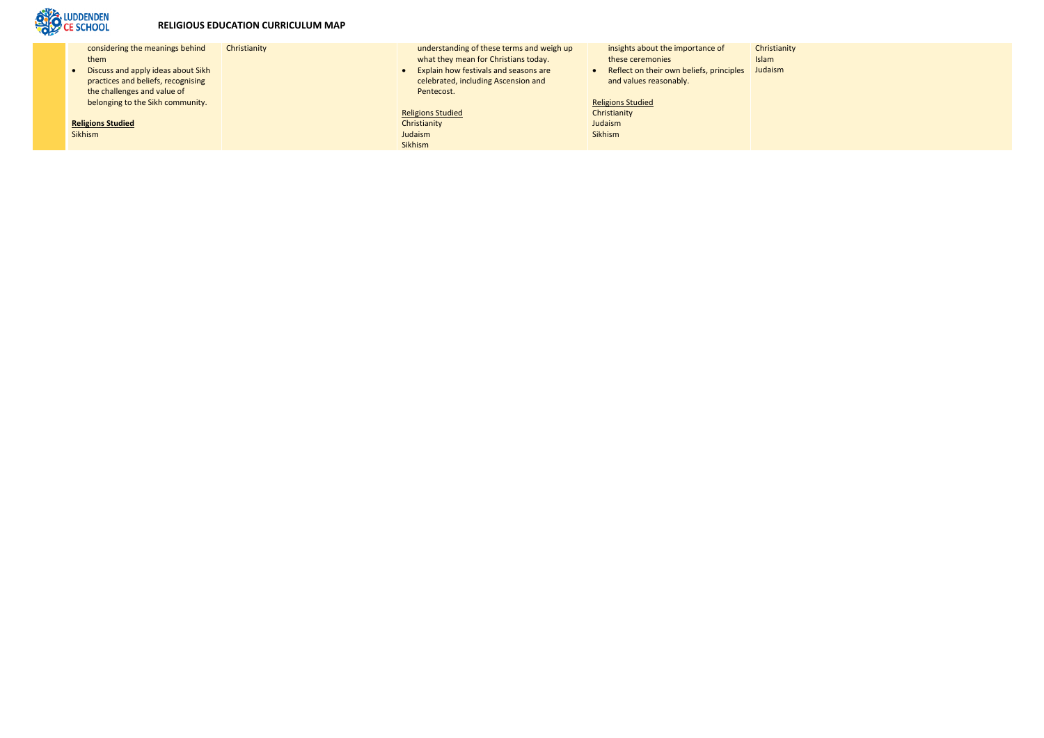## RELIGIOUS EDUCATION CURRICULUM MAP

| | | | | | |
|---|---|---|---|---|---|
| | considering the meanings behind them<br>• Discuss and apply ideas about Sikh practices and beliefs, recognising the challenges and value of belonging to the Sikh community.<br><br>**<u>Religions Studied</u>**<br>Sikhism | Christianity | understanding of these terms and weigh up what they mean for Christians today.<br>• Explain how festivals and seasons are celebrated, including Ascension and Pentecost.<br><br><u>Religions Studied</u><br>Christianity<br>Judaism<br>Sikhism | insights about the importance of these ceremonies<br>• Reflect on their own beliefs, principles and values reasonably.<br><br><u>Religions Studied</u><br>Christianity<br>Judaism<br>Sikhism | Christianity<br>Islam<br>Judaism |